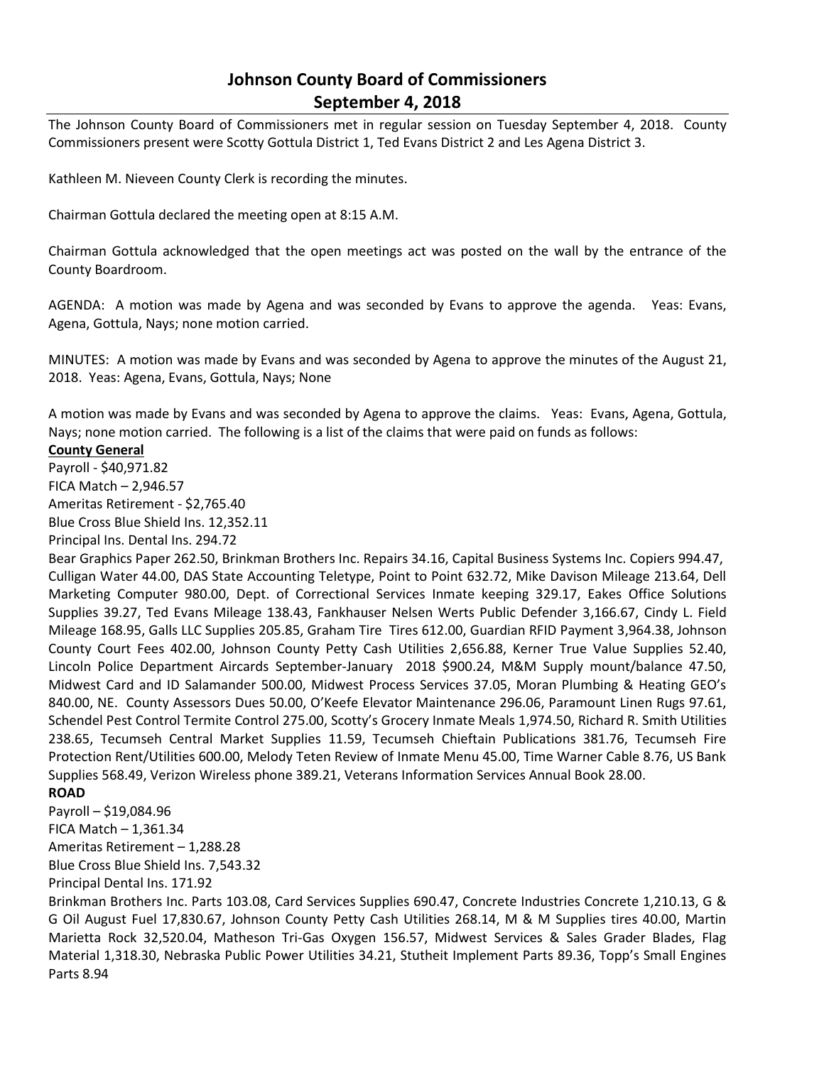# Johnson County Board of Commissioners
## September 4, 2018

The Johnson County Board of Commissioners met in regular session on Tuesday September 4, 2018. County Commissioners present were Scotty Gottula District 1, Ted Evans District 2 and Les Agena District 3.

Kathleen M. Nieveen County Clerk is recording the minutes.

Chairman Gottula declared the meeting open at 8:15 A.M.

Chairman Gottula acknowledged that the open meetings act was posted on the wall by the entrance of the County Boardroom.

AGENDA: A motion was made by Agena and was seconded by Evans to approve the agenda. Yeas: Evans, Agena, Gottula, Nays; none motion carried.

MINUTES: A motion was made by Evans and was seconded by Agena to approve the minutes of the August 21, 2018. Yeas: Agena, Evans, Gottula, Nays; None

A motion was made by Evans and was seconded by Agena to approve the claims. Yeas: Evans, Agena, Gottula, Nays; none motion carried. The following is a list of the claims that were paid on funds as follows:

**County General**

Payroll - $40,971.82
FICA Match – 2,946.57
Ameritas Retirement - $2,765.40
Blue Cross Blue Shield Ins. 12,352.11
Principal Ins. Dental Ins. 294.72
Bear Graphics Paper 262.50, Brinkman Brothers Inc. Repairs 34.16, Capital Business Systems Inc. Copiers 994.47, Culligan Water 44.00, DAS State Accounting Teletype, Point to Point 632.72, Mike Davison Mileage 213.64, Dell Marketing Computer 980.00, Dept. of Correctional Services Inmate keeping 329.17, Eakes Office Solutions Supplies 39.27, Ted Evans Mileage 138.43, Fankhauser Nelsen Werts Public Defender 3,166.67, Cindy L. Field Mileage 168.95, Galls LLC Supplies 205.85, Graham Tire Tires 612.00, Guardian RFID Payment 3,964.38, Johnson County Court Fees 402.00, Johnson County Petty Cash Utilities 2,656.88, Kerner True Value Supplies 52.40, Lincoln Police Department Aircards September-January 2018 $900.24, M&M Supply mount/balance 47.50, Midwest Card and ID Salamander 500.00, Midwest Process Services 37.05, Moran Plumbing & Heating GEO's 840.00, NE. County Assessors Dues 50.00, O'Keefe Elevator Maintenance 296.06, Paramount Linen Rugs 97.61, Schendel Pest Control Termite Control 275.00, Scotty's Grocery Inmate Meals 1,974.50, Richard R. Smith Utilities 238.65, Tecumseh Central Market Supplies 11.59, Tecumseh Chieftain Publications 381.76, Tecumseh Fire Protection Rent/Utilities 600.00, Melody Teten Review of Inmate Menu 45.00, Time Warner Cable 8.76, US Bank Supplies 568.49, Verizon Wireless phone 389.21, Veterans Information Services Annual Book 28.00.

**ROAD**

Payroll – $19,084.96
FICA Match – 1,361.34
Ameritas Retirement – 1,288.28
Blue Cross Blue Shield Ins. 7,543.32
Principal Dental Ins. 171.92
Brinkman Brothers Inc. Parts 103.08, Card Services Supplies 690.47, Concrete Industries Concrete 1,210.13, G & G Oil August Fuel 17,830.67, Johnson County Petty Cash Utilities 268.14, M & M Supplies tires 40.00, Martin Marietta Rock 32,520.04, Matheson Tri-Gas Oxygen 156.57, Midwest Services & Sales Grader Blades, Flag Material 1,318.30, Nebraska Public Power Utilities 34.21, Stutheit Implement Parts 89.36, Topp's Small Engines Parts 8.94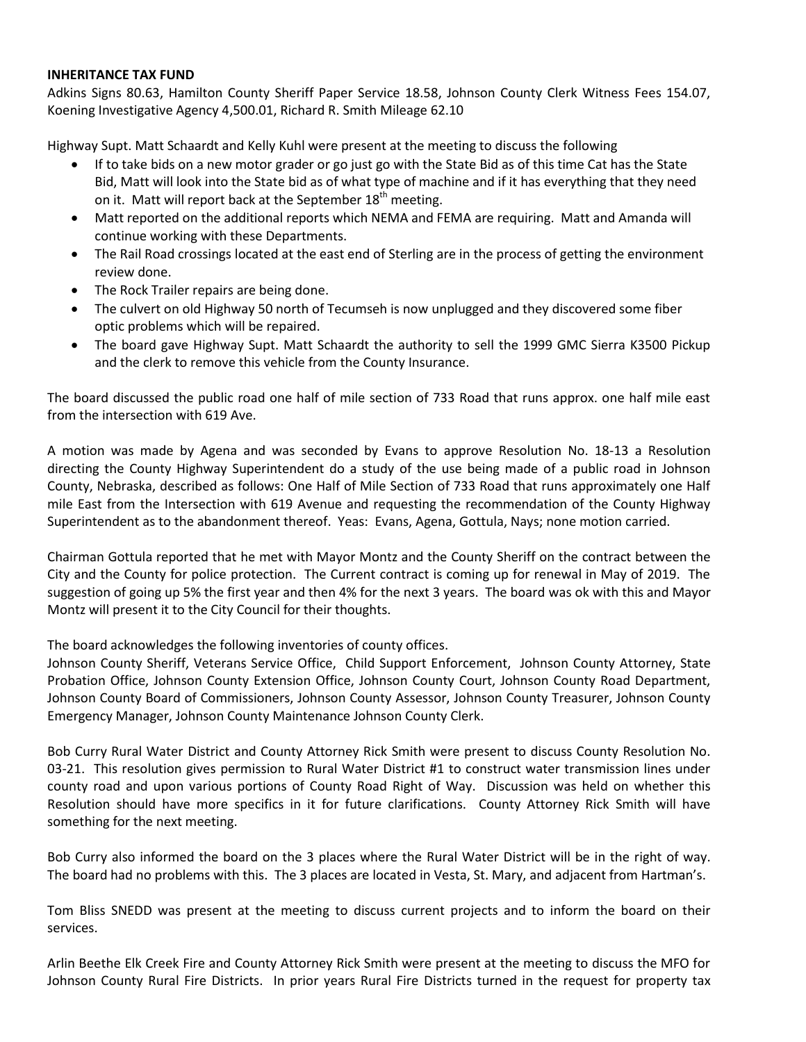**INHERITANCE TAX FUND**

Adkins Signs 80.63, Hamilton County Sheriff Paper Service 18.58, Johnson County Clerk Witness Fees 154.07, Koening Investigative Agency 4,500.01, Richard R. Smith Mileage 62.10

Highway Supt. Matt Schaardt and Kelly Kuhl were present at the meeting to discuss the following

- If to take bids on a new motor grader or go just go with the State Bid as of this time Cat has the State Bid, Matt will look into the State bid as of what type of machine and if it has everything that they need on it. Matt will report back at the September 18th meeting.
- Matt reported on the additional reports which NEMA and FEMA are requiring. Matt and Amanda will continue working with these Departments.
- The Rail Road crossings located at the east end of Sterling are in the process of getting the environment review done.
- The Rock Trailer repairs are being done.
- The culvert on old Highway 50 north of Tecumseh is now unplugged and they discovered some fiber optic problems which will be repaired.
- The board gave Highway Supt. Matt Schaardt the authority to sell the 1999 GMC Sierra K3500 Pickup and the clerk to remove this vehicle from the County Insurance.

The board discussed the public road one half of mile section of 733 Road that runs approx. one half mile east from the intersection with 619 Ave.

A motion was made by Agena and was seconded by Evans to approve Resolution No. 18-13 a Resolution directing the County Highway Superintendent do a study of the use being made of a public road in Johnson County, Nebraska, described as follows: One Half of Mile Section of 733 Road that runs approximately one Half mile East from the Intersection with 619 Avenue and requesting the recommendation of the County Highway Superintendent as to the abandonment thereof. Yeas: Evans, Agena, Gottula, Nays; none motion carried.

Chairman Gottula reported that he met with Mayor Montz and the County Sheriff on the contract between the City and the County for police protection. The Current contract is coming up for renewal in May of 2019. The suggestion of going up 5% the first year and then 4% for the next 3 years. The board was ok with this and Mayor Montz will present it to the City Council for their thoughts.

The board acknowledges the following inventories of county offices.

Johnson County Sheriff, Veterans Service Office, Child Support Enforcement, Johnson County Attorney, State Probation Office, Johnson County Extension Office, Johnson County Court, Johnson County Road Department, Johnson County Board of Commissioners, Johnson County Assessor, Johnson County Treasurer, Johnson County Emergency Manager, Johnson County Maintenance Johnson County Clerk.

Bob Curry Rural Water District and County Attorney Rick Smith were present to discuss County Resolution No. 03-21. This resolution gives permission to Rural Water District #1 to construct water transmission lines under county road and upon various portions of County Road Right of Way. Discussion was held on whether this Resolution should have more specifics in it for future clarifications. County Attorney Rick Smith will have something for the next meeting.

Bob Curry also informed the board on the 3 places where the Rural Water District will be in the right of way. The board had no problems with this. The 3 places are located in Vesta, St. Mary, and adjacent from Hartman's.

Tom Bliss SNEDD was present at the meeting to discuss current projects and to inform the board on their services.

Arlin Beethe Elk Creek Fire and County Attorney Rick Smith were present at the meeting to discuss the MFO for Johnson County Rural Fire Districts. In prior years Rural Fire Districts turned in the request for property tax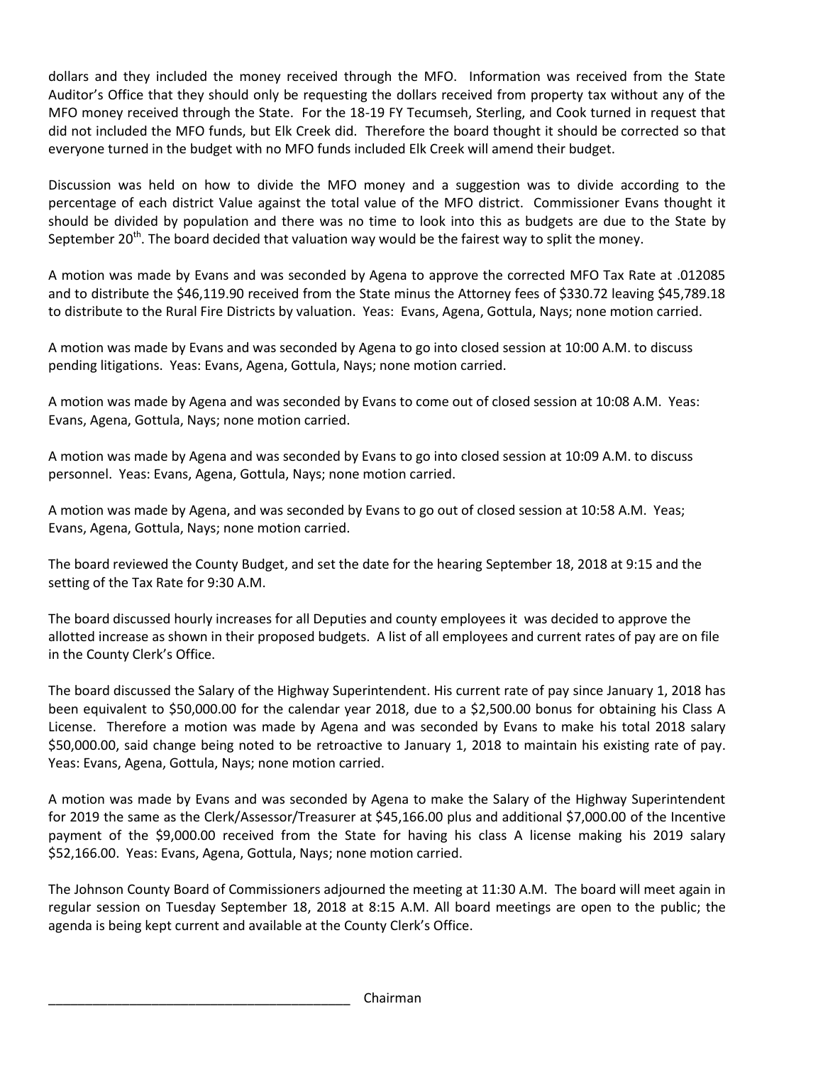dollars and they included the money received through the MFO. Information was received from the State Auditor's Office that they should only be requesting the dollars received from property tax without any of the MFO money received through the State. For the 18-19 FY Tecumseh, Sterling, and Cook turned in request that did not included the MFO funds, but Elk Creek did. Therefore the board thought it should be corrected so that everyone turned in the budget with no MFO funds included Elk Creek will amend their budget.

Discussion was held on how to divide the MFO money and a suggestion was to divide according to the percentage of each district Value against the total value of the MFO district. Commissioner Evans thought it should be divided by population and there was no time to look into this as budgets are due to the State by September 20th. The board decided that valuation way would be the fairest way to split the money.

A motion was made by Evans and was seconded by Agena to approve the corrected MFO Tax Rate at .012085 and to distribute the $46,119.90 received from the State minus the Attorney fees of $330.72 leaving $45,789.18 to distribute to the Rural Fire Districts by valuation. Yeas: Evans, Agena, Gottula, Nays; none motion carried.

A motion was made by Evans and was seconded by Agena to go into closed session at 10:00 A.M. to discuss pending litigations. Yeas: Evans, Agena, Gottula, Nays; none motion carried.

A motion was made by Agena and was seconded by Evans to come out of closed session at 10:08 A.M. Yeas: Evans, Agena, Gottula, Nays; none motion carried.

A motion was made by Agena and was seconded by Evans to go into closed session at 10:09 A.M. to discuss personnel. Yeas: Evans, Agena, Gottula, Nays; none motion carried.

A motion was made by Agena, and was seconded by Evans to go out of closed session at 10:58 A.M. Yeas; Evans, Agena, Gottula, Nays; none motion carried.

The board reviewed the County Budget, and set the date for the hearing September 18, 2018 at 9:15 and the setting of the Tax Rate for 9:30 A.M.

The board discussed hourly increases for all Deputies and county employees it was decided to approve the allotted increase as shown in their proposed budgets. A list of all employees and current rates of pay are on file in the County Clerk's Office.

The board discussed the Salary of the Highway Superintendent. His current rate of pay since January 1, 2018 has been equivalent to $50,000.00 for the calendar year 2018, due to a $2,500.00 bonus for obtaining his Class A License. Therefore a motion was made by Agena and was seconded by Evans to make his total 2018 salary $50,000.00, said change being noted to be retroactive to January 1, 2018 to maintain his existing rate of pay. Yeas: Evans, Agena, Gottula, Nays; none motion carried.

A motion was made by Evans and was seconded by Agena to make the Salary of the Highway Superintendent for 2019 the same as the Clerk/Assessor/Treasurer at $45,166.00 plus and additional $7,000.00 of the Incentive payment of the $9,000.00 received from the State for having his class A license making his 2019 salary $52,166.00. Yeas: Evans, Agena, Gottula, Nays; none motion carried.

The Johnson County Board of Commissioners adjourned the meeting at 11:30 A.M. The board will meet again in regular session on Tuesday September 18, 2018 at 8:15 A.M. All board meetings are open to the public; the agenda is being kept current and available at the County Clerk's Office.

\_\_\_\_\_\_\_\_\_\_\_\_\_\_\_\_\_\_\_\_\_\_\_\_\_\_\_\_\_\_\_\_\_\_\_\_\_\_\_\_\_\_ Chairman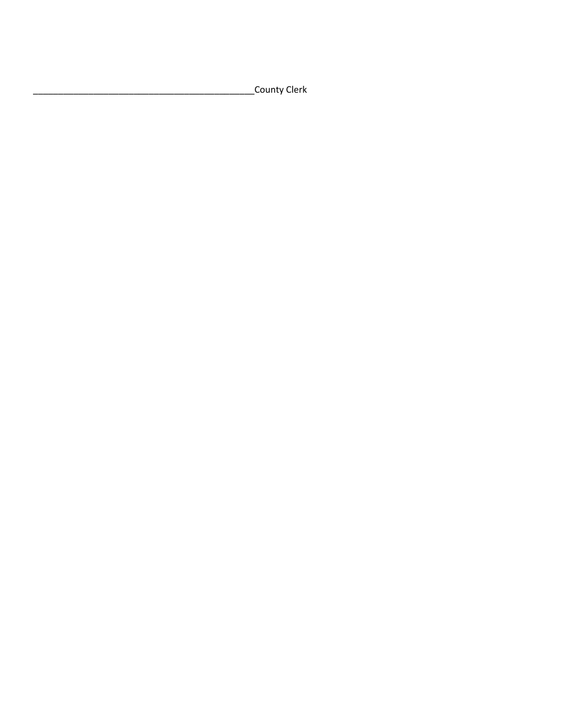_____________________________________________County Clerk